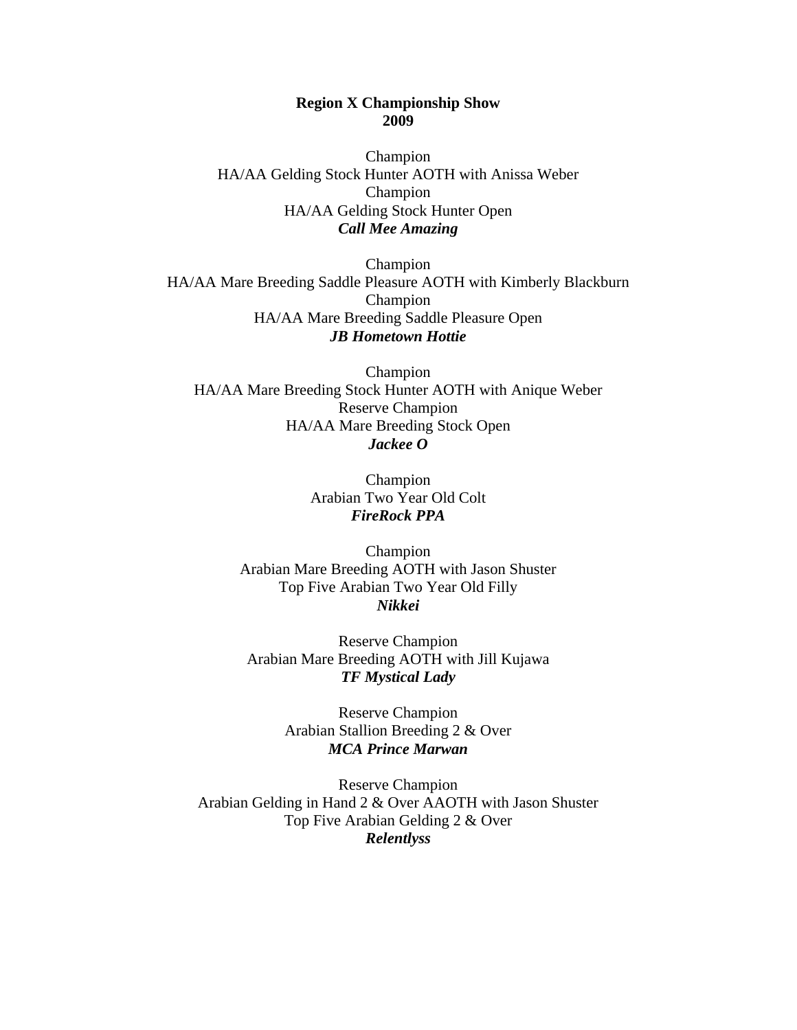**Region X Championship Show**
**2009**

Champion
HA/AA Gelding Stock Hunter AOTH with Anissa Weber
Champion
HA/AA Gelding Stock Hunter Open
***Call Mee Amazing***

Champion
HA/AA Mare Breeding Saddle Pleasure AOTH with Kimberly Blackburn
Champion
HA/AA Mare Breeding Saddle Pleasure Open
***JB Hometown Hottie***

Champion
HA/AA Mare Breeding Stock Hunter AOTH with Anique Weber
Reserve Champion
HA/AA Mare Breeding Stock Open
***Jackee O***

Champion
Arabian Two Year Old Colt
***FireRock PPA***

Champion
Arabian Mare Breeding AOTH with Jason Shuster
Top Five Arabian Two Year Old Filly
***Nikkei***

Reserve Champion
Arabian Mare Breeding AOTH with Jill Kujawa
***TF Mystical Lady***

Reserve Champion
Arabian Stallion Breeding 2 & Over
***MCA Prince Marwan***

Reserve Champion
Arabian Gelding in Hand 2 & Over AAOTH with Jason Shuster
Top Five Arabian Gelding 2 & Over
***Relentlyss***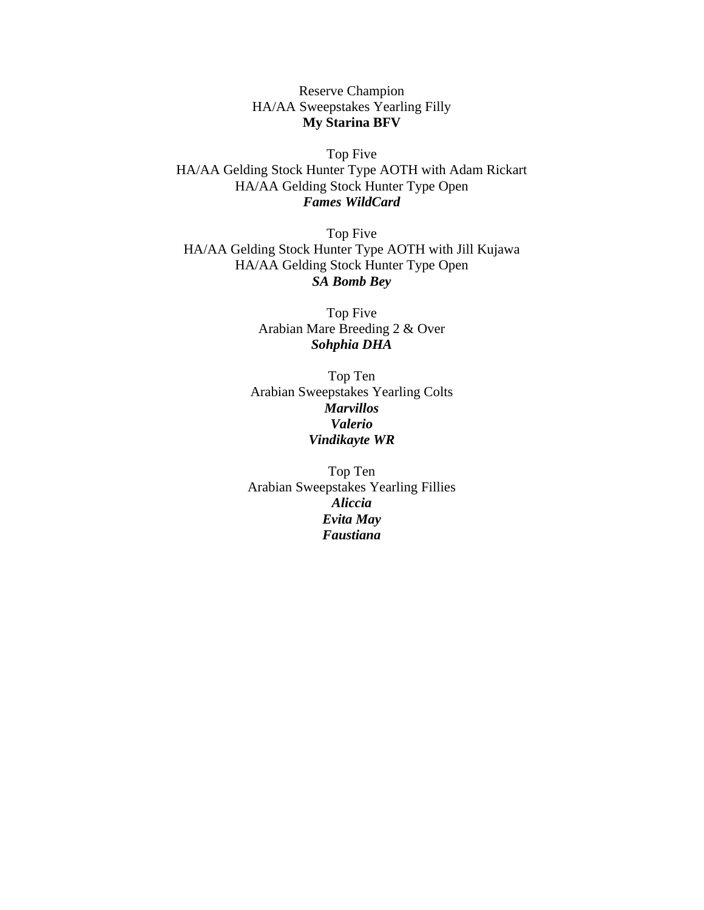Reserve Champion
HA/AA Sweepstakes Yearling Filly
**My Starina BFV**

Top Five
HA/AA Gelding Stock Hunter Type AOTH with Adam Rickart
HA/AA Gelding Stock Hunter Type Open
***Fames WildCard***

Top Five
HA/AA Gelding Stock Hunter Type AOTH with Jill Kujawa
HA/AA Gelding Stock Hunter Type Open
***SA Bomb Bey***

Top Five
Arabian Mare Breeding 2 & Over
***Sohphia DHA***

Top Ten
Arabian Sweepstakes Yearling Colts
***Marvillos***
***Valerio***
***Vindikayte WR***

Top Ten
Arabian Sweepstakes Yearling Fillies
***Aliccia***
***Evita May***
***Faustiana***